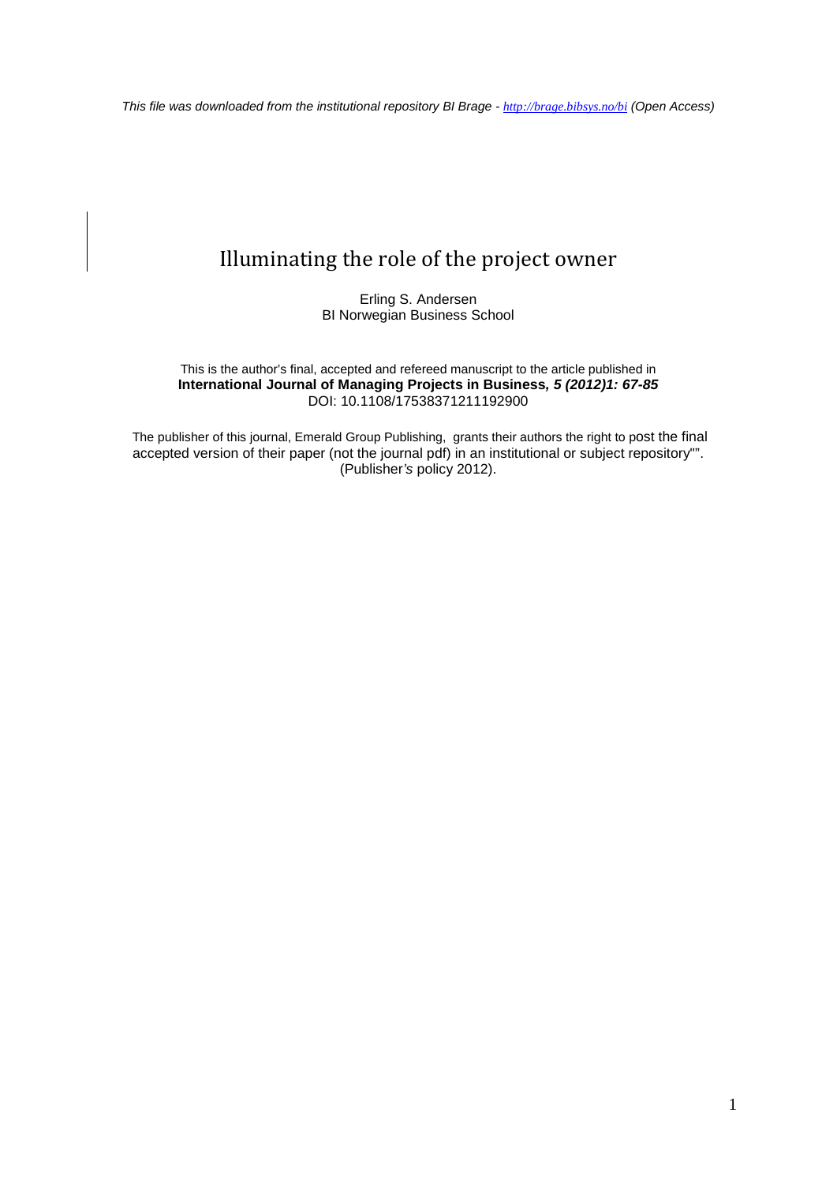*This file was downloaded from the institutional repository BI Brage - http://brage.bibsys.no/bi (Open Access)*

# Illuminating the role of the project owner

Erling S. Andersen
BI Norwegian Business School

This is the author's final, accepted and refereed manuscript to the article published in
**International Journal of Managing Projects in Business, *5 (2012)1: 67-85***
DOI: 10.1108/17538371211192900

The publisher of this journal, Emerald Group Publishing, grants their authors the right to post the final accepted version of their paper (not the journal pdf) in an institutional or subject repository"". (Publisher*'s* policy 2012).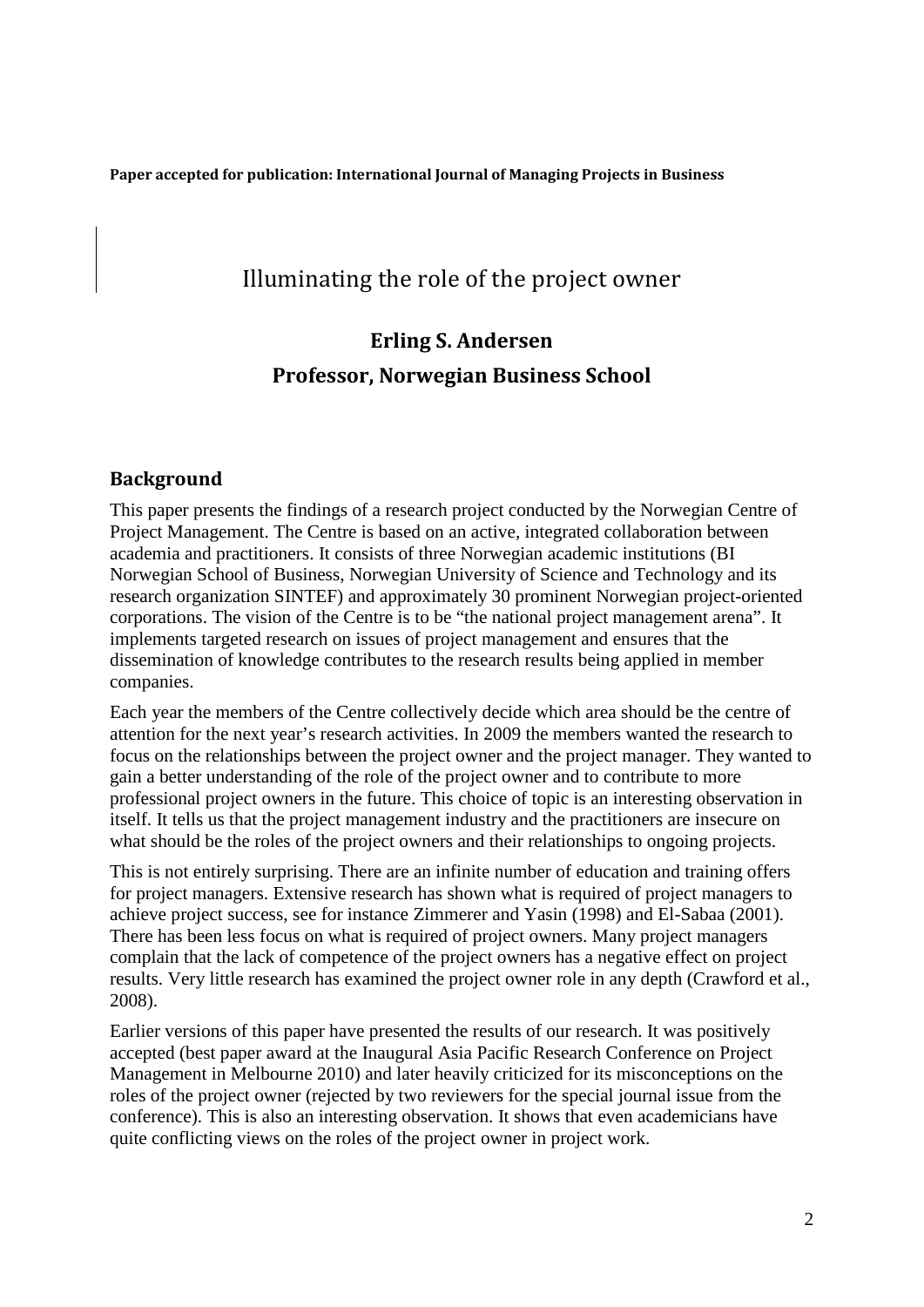**Paper accepted for publication: International Journal of Managing Projects in Business**

# Illuminating the role of the project owner

## Erling S. Andersen

## Professor, Norwegian Business School

### Background

This paper presents the findings of a research project conducted by the Norwegian Centre of Project Management. The Centre is based on an active, integrated collaboration between academia and practitioners. It consists of three Norwegian academic institutions (BI Norwegian School of Business, Norwegian University of Science and Technology and its research organization SINTEF) and approximately 30 prominent Norwegian project-oriented corporations. The vision of the Centre is to be "the national project management arena". It implements targeted research on issues of project management and ensures that the dissemination of knowledge contributes to the research results being applied in member companies.

Each year the members of the Centre collectively decide which area should be the centre of attention for the next year's research activities. In 2009 the members wanted the research to focus on the relationships between the project owner and the project manager. They wanted to gain a better understanding of the role of the project owner and to contribute to more professional project owners in the future. This choice of topic is an interesting observation in itself. It tells us that the project management industry and the practitioners are insecure on what should be the roles of the project owners and their relationships to ongoing projects.

This is not entirely surprising. There are an infinite number of education and training offers for project managers. Extensive research has shown what is required of project managers to achieve project success, see for instance Zimmerer and Yasin (1998) and El-Sabaa (2001). There has been less focus on what is required of project owners. Many project managers complain that the lack of competence of the project owners has a negative effect on project results. Very little research has examined the project owner role in any depth (Crawford et al., 2008).

Earlier versions of this paper have presented the results of our research. It was positively accepted (best paper award at the Inaugural Asia Pacific Research Conference on Project Management in Melbourne 2010) and later heavily criticized for its misconceptions on the roles of the project owner (rejected by two reviewers for the special journal issue from the conference). This is also an interesting observation. It shows that even academicians have quite conflicting views on the roles of the project owner in project work.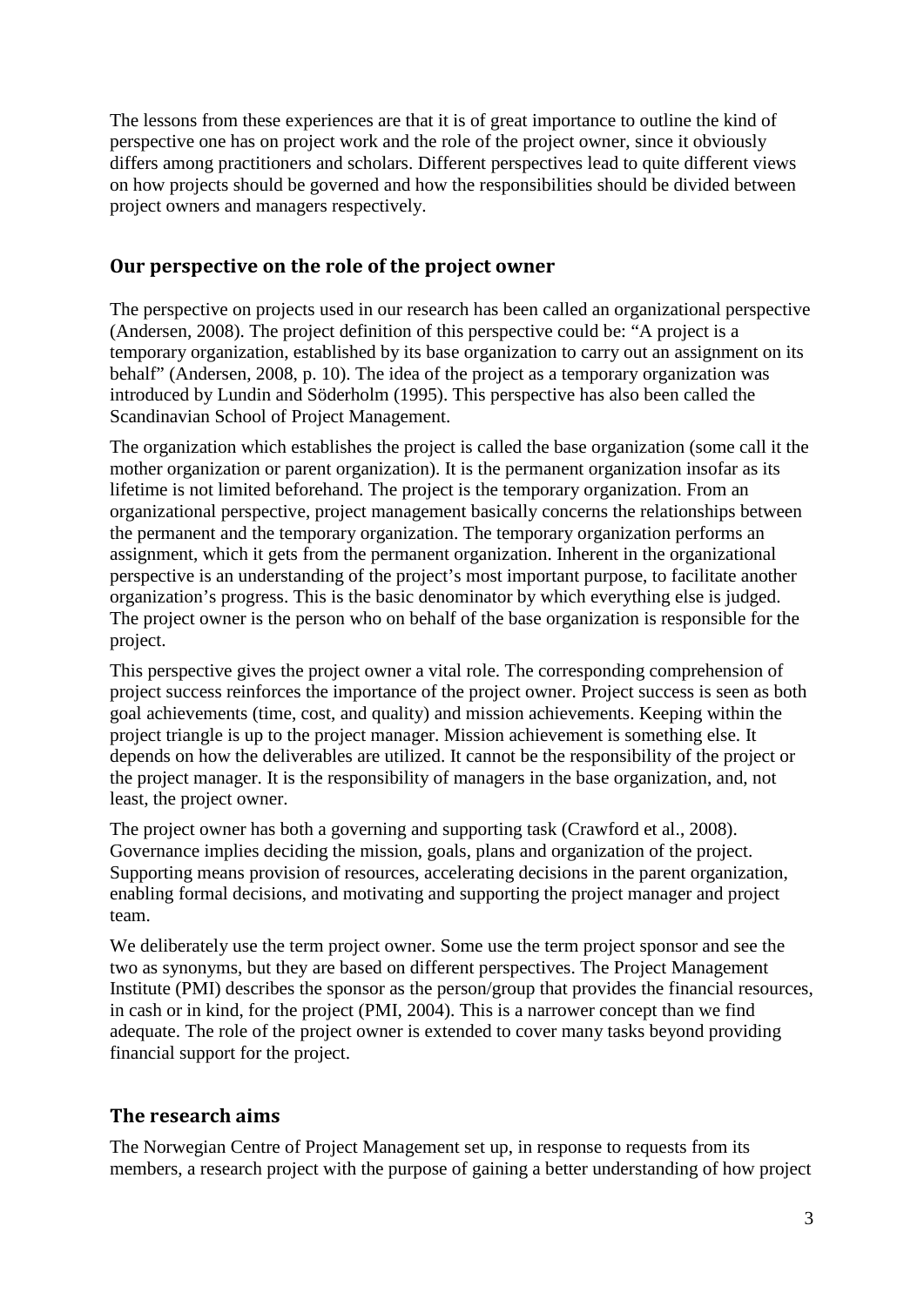The lessons from these experiences are that it is of great importance to outline the kind of perspective one has on project work and the role of the project owner, since it obviously differs among practitioners and scholars. Different perspectives lead to quite different views on how projects should be governed and how the responsibilities should be divided between project owners and managers respectively.

## Our perspective on the role of the project owner

The perspective on projects used in our research has been called an organizational perspective (Andersen, 2008). The project definition of this perspective could be: "A project is a temporary organization, established by its base organization to carry out an assignment on its behalf" (Andersen, 2008, p. 10). The idea of the project as a temporary organization was introduced by Lundin and Söderholm (1995). This perspective has also been called the Scandinavian School of Project Management.

The organization which establishes the project is called the base organization (some call it the mother organization or parent organization). It is the permanent organization insofar as its lifetime is not limited beforehand. The project is the temporary organization. From an organizational perspective, project management basically concerns the relationships between the permanent and the temporary organization. The temporary organization performs an assignment, which it gets from the permanent organization. Inherent in the organizational perspective is an understanding of the project's most important purpose, to facilitate another organization's progress. This is the basic denominator by which everything else is judged. The project owner is the person who on behalf of the base organization is responsible for the project.

This perspective gives the project owner a vital role. The corresponding comprehension of project success reinforces the importance of the project owner. Project success is seen as both goal achievements (time, cost, and quality) and mission achievements. Keeping within the project triangle is up to the project manager. Mission achievement is something else. It depends on how the deliverables are utilized. It cannot be the responsibility of the project or the project manager. It is the responsibility of managers in the base organization, and, not least, the project owner.

The project owner has both a governing and supporting task (Crawford et al., 2008). Governance implies deciding the mission, goals, plans and organization of the project. Supporting means provision of resources, accelerating decisions in the parent organization, enabling formal decisions, and motivating and supporting the project manager and project team.

We deliberately use the term project owner. Some use the term project sponsor and see the two as synonyms, but they are based on different perspectives. The Project Management Institute (PMI) describes the sponsor as the person/group that provides the financial resources, in cash or in kind, for the project (PMI, 2004). This is a narrower concept than we find adequate. The role of the project owner is extended to cover many tasks beyond providing financial support for the project.

## The research aims

The Norwegian Centre of Project Management set up, in response to requests from its members, a research project with the purpose of gaining a better understanding of how project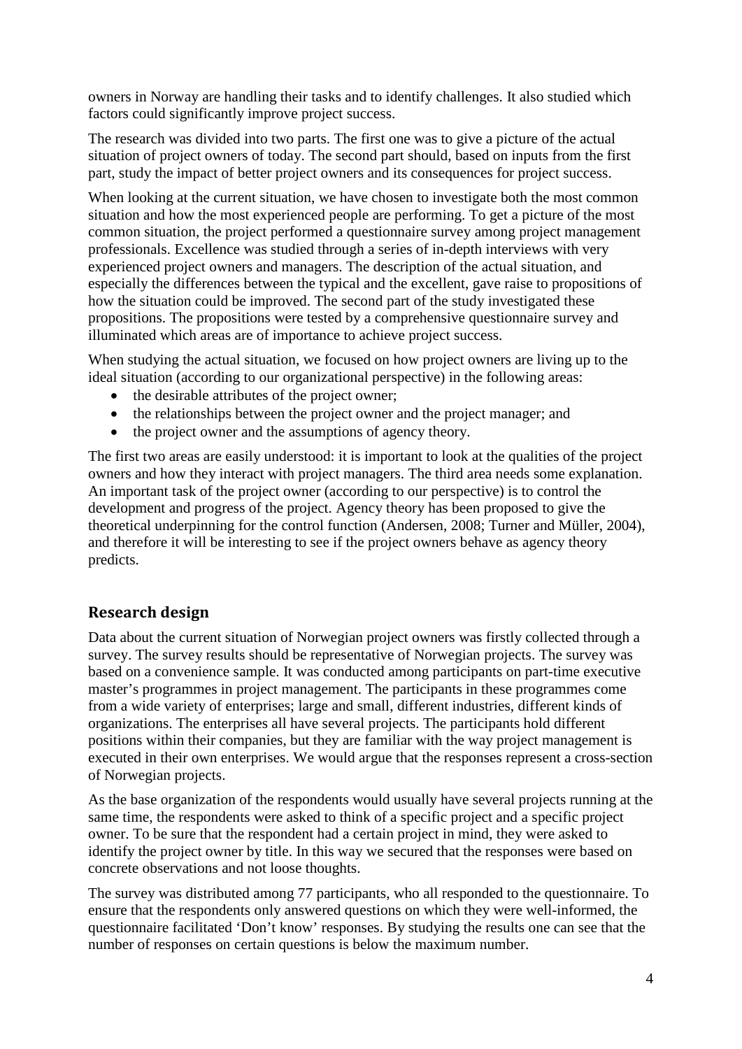owners in Norway are handling their tasks and to identify challenges. It also studied which factors could significantly improve project success.

The research was divided into two parts. The first one was to give a picture of the actual situation of project owners of today. The second part should, based on inputs from the first part, study the impact of better project owners and its consequences for project success.

When looking at the current situation, we have chosen to investigate both the most common situation and how the most experienced people are performing. To get a picture of the most common situation, the project performed a questionnaire survey among project management professionals. Excellence was studied through a series of in-depth interviews with very experienced project owners and managers. The description of the actual situation, and especially the differences between the typical and the excellent, gave raise to propositions of how the situation could be improved. The second part of the study investigated these propositions. The propositions were tested by a comprehensive questionnaire survey and illuminated which areas are of importance to achieve project success.

When studying the actual situation, we focused on how project owners are living up to the ideal situation (according to our organizational perspective) in the following areas:

- the desirable attributes of the project owner;
- the relationships between the project owner and the project manager; and
- the project owner and the assumptions of agency theory.

The first two areas are easily understood: it is important to look at the qualities of the project owners and how they interact with project managers. The third area needs some explanation. An important task of the project owner (according to our perspective) is to control the development and progress of the project. Agency theory has been proposed to give the theoretical underpinning for the control function (Andersen, 2008; Turner and Müller, 2004), and therefore it will be interesting to see if the project owners behave as agency theory predicts.

## Research design

Data about the current situation of Norwegian project owners was firstly collected through a survey. The survey results should be representative of Norwegian projects. The survey was based on a convenience sample. It was conducted among participants on part-time executive master's programmes in project management. The participants in these programmes come from a wide variety of enterprises; large and small, different industries, different kinds of organizations. The enterprises all have several projects. The participants hold different positions within their companies, but they are familiar with the way project management is executed in their own enterprises. We would argue that the responses represent a cross-section of Norwegian projects.

As the base organization of the respondents would usually have several projects running at the same time, the respondents were asked to think of a specific project and a specific project owner. To be sure that the respondent had a certain project in mind, they were asked to identify the project owner by title. In this way we secured that the responses were based on concrete observations and not loose thoughts.

The survey was distributed among 77 participants, who all responded to the questionnaire. To ensure that the respondents only answered questions on which they were well-informed, the questionnaire facilitated 'Don't know' responses. By studying the results one can see that the number of responses on certain questions is below the maximum number.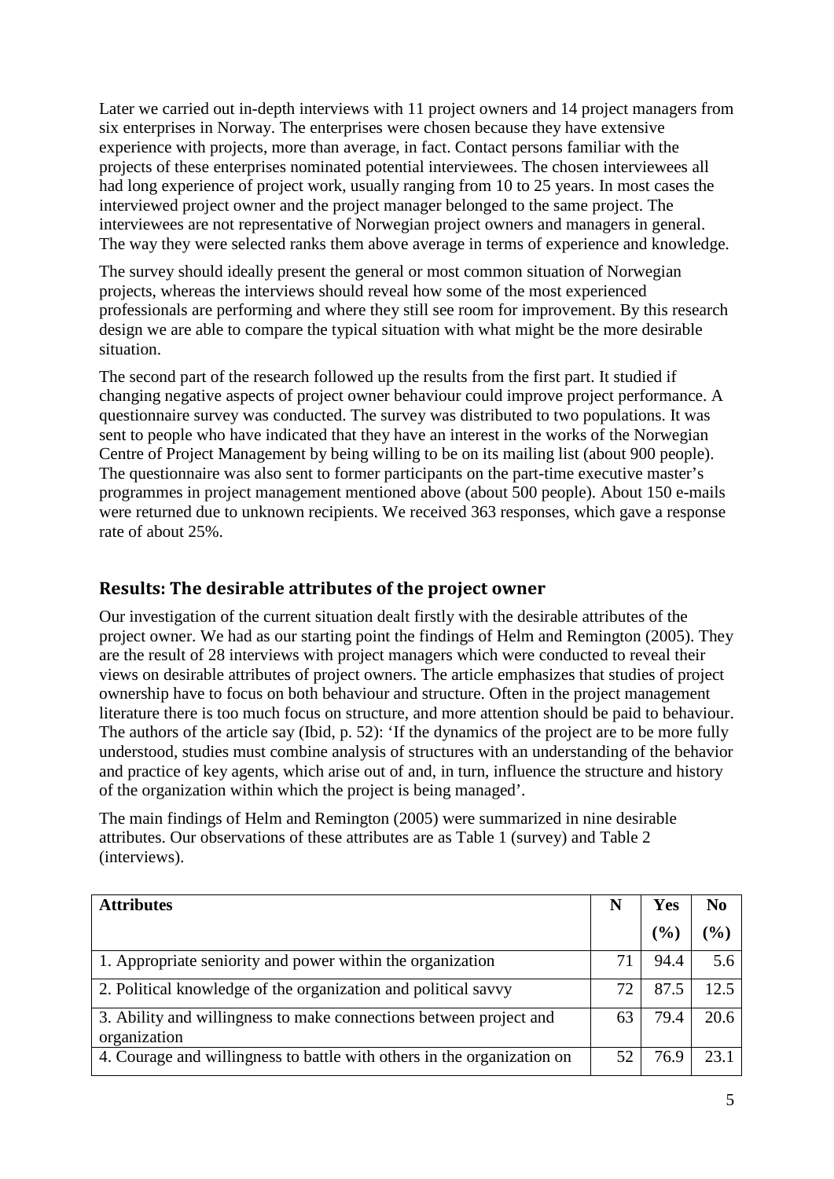Later we carried out in-depth interviews with 11 project owners and 14 project managers from six enterprises in Norway. The enterprises were chosen because they have extensive experience with projects, more than average, in fact. Contact persons familiar with the projects of these enterprises nominated potential interviewees. The chosen interviewees all had long experience of project work, usually ranging from 10 to 25 years. In most cases the interviewed project owner and the project manager belonged to the same project. The interviewees are not representative of Norwegian project owners and managers in general. The way they were selected ranks them above average in terms of experience and knowledge.

The survey should ideally present the general or most common situation of Norwegian projects, whereas the interviews should reveal how some of the most experienced professionals are performing and where they still see room for improvement. By this research design we are able to compare the typical situation with what might be the more desirable situation.

The second part of the research followed up the results from the first part. It studied if changing negative aspects of project owner behaviour could improve project performance. A questionnaire survey was conducted. The survey was distributed to two populations. It was sent to people who have indicated that they have an interest in the works of the Norwegian Centre of Project Management by being willing to be on its mailing list (about 900 people). The questionnaire was also sent to former participants on the part-time executive master's programmes in project management mentioned above (about 500 people). About 150 e-mails were returned due to unknown recipients. We received 363 responses, which gave a response rate of about 25%.

## Results: The desirable attributes of the project owner

Our investigation of the current situation dealt firstly with the desirable attributes of the project owner. We had as our starting point the findings of Helm and Remington (2005). They are the result of 28 interviews with project managers which were conducted to reveal their views on desirable attributes of project owners. The article emphasizes that studies of project ownership have to focus on both behaviour and structure. Often in the project management literature there is too much focus on structure, and more attention should be paid to behaviour. The authors of the article say (Ibid, p. 52): 'If the dynamics of the project are to be more fully understood, studies must combine analysis of structures with an understanding of the behavior and practice of key agents, which arise out of and, in turn, influence the structure and history of the organization within which the project is being managed'.

The main findings of Helm and Remington (2005) were summarized in nine desirable attributes. Our observations of these attributes are as Table 1 (survey) and Table 2 (interviews).

| Attributes | N | Yes (%) | No (%) |
|---|---|---|---|
| 1. Appropriate seniority and power within the organization | 71 | 94.4 | 5.6 |
| 2. Political knowledge of the organization and political savvy | 72 | 87.5 | 12.5 |
| 3. Ability and willingness to make connections between project and organization | 63 | 79.4 | 20.6 |
| 4. Courage and willingness to battle with others in the organization on | 52 | 76.9 | 23.1 |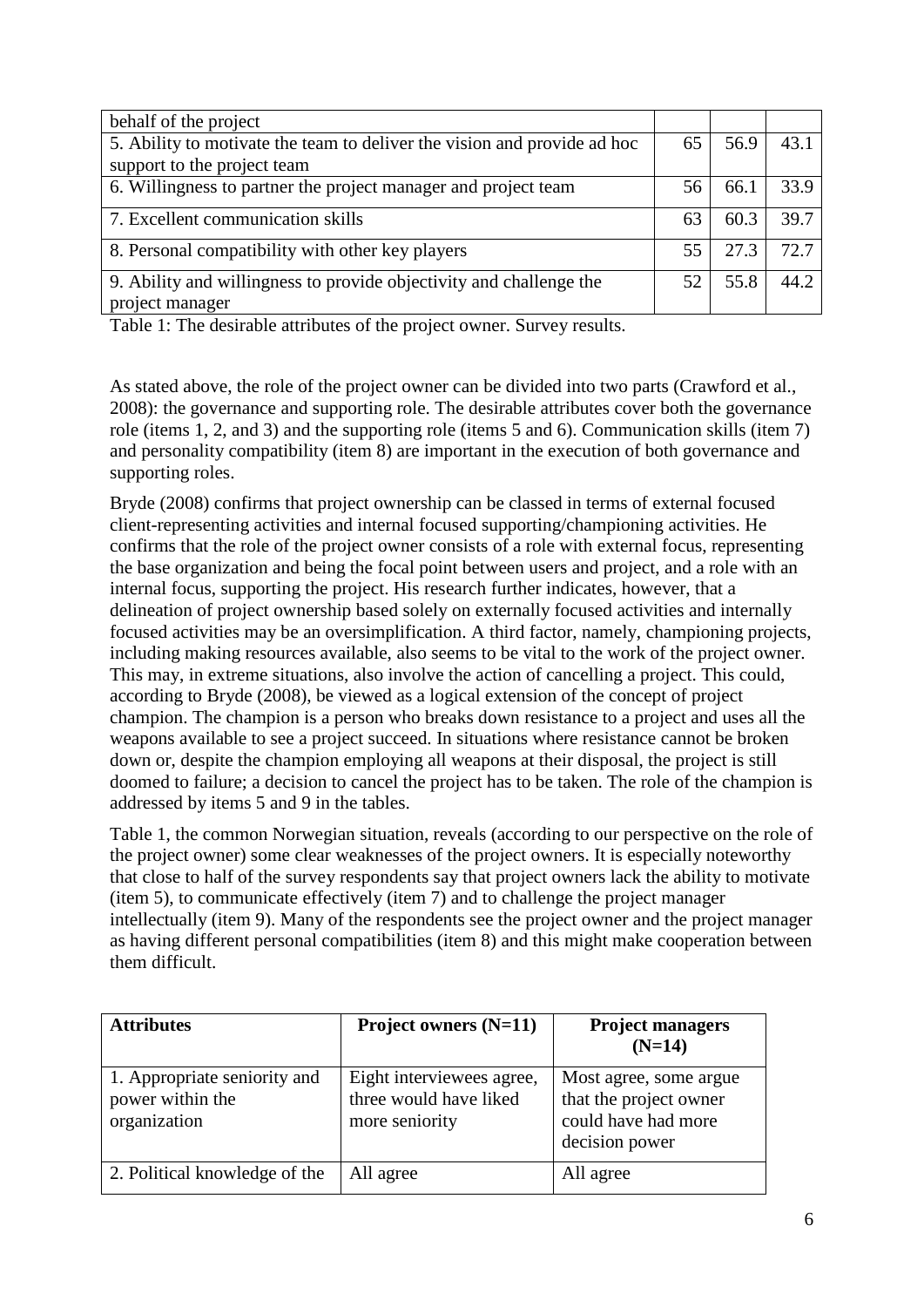| | | | |
|---|---|---|---|
| behalf of the project | | | |
| 5. Ability to motivate the team to deliver the vision and provide ad hoc support to the project team | 65 | 56.9 | 43.1 |
| 6. Willingness to partner the project manager and project team | 56 | 66.1 | 33.9 |
| 7. Excellent communication skills | 63 | 60.3 | 39.7 |
| 8. Personal compatibility with other key players | 55 | 27.3 | 72.7 |
| 9. Ability and willingness to provide objectivity and challenge the project manager | 52 | 55.8 | 44.2 |

Table 1: The desirable attributes of the project owner. Survey results.

As stated above, the role of the project owner can be divided into two parts (Crawford et al., 2008): the governance and supporting role. The desirable attributes cover both the governance role (items 1, 2, and 3) and the supporting role (items 5 and 6). Communication skills (item 7) and personality compatibility (item 8) are important in the execution of both governance and supporting roles.

Bryde (2008) confirms that project ownership can be classed in terms of external focused client-representing activities and internal focused supporting/championing activities. He confirms that the role of the project owner consists of a role with external focus, representing the base organization and being the focal point between users and project, and a role with an internal focus, supporting the project. His research further indicates, however, that a delineation of project ownership based solely on externally focused activities and internally focused activities may be an oversimplification. A third factor, namely, championing projects, including making resources available, also seems to be vital to the work of the project owner. This may, in extreme situations, also involve the action of cancelling a project. This could, according to Bryde (2008), be viewed as a logical extension of the concept of project champion. The champion is a person who breaks down resistance to a project and uses all the weapons available to see a project succeed. In situations where resistance cannot be broken down or, despite the champion employing all weapons at their disposal, the project is still doomed to failure; a decision to cancel the project has to be taken. The role of the champion is addressed by items 5 and 9 in the tables.

Table 1, the common Norwegian situation, reveals (according to our perspective on the role of the project owner) some clear weaknesses of the project owners. It is especially noteworthy that close to half of the survey respondents say that project owners lack the ability to motivate (item 5), to communicate effectively (item 7) and to challenge the project manager intellectually (item 9). Many of the respondents see the project owner and the project manager as having different personal compatibilities (item 8) and this might make cooperation between them difficult.

| **Attributes** | **Project owners (N=11)** | **Project managers (N=14)** |
|---|---|---|
| 1. Appropriate seniority and power within the organization | Eight interviewees agree, three would have liked more seniority | Most agree, some argue that the project owner could have had more decision power |
| 2. Political knowledge of the | All agree | All agree |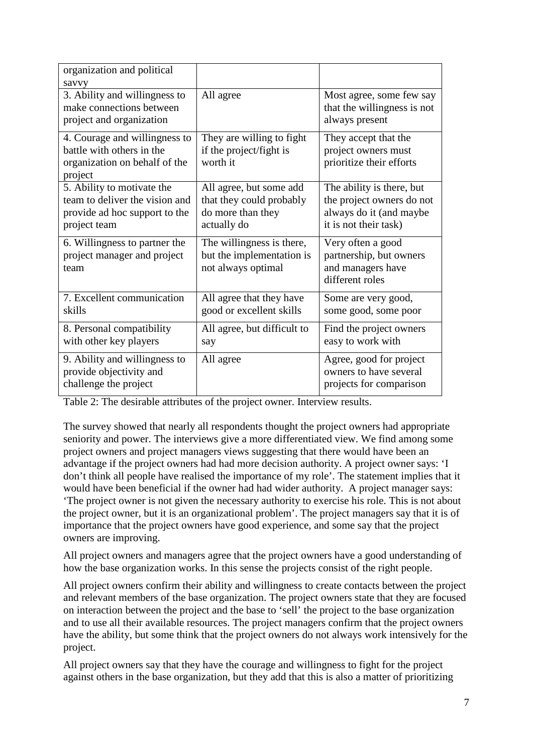| | | |
|---|---|---|
| organization and political savvy | | |
| 3. Ability and willingness to make connections between project and organization | All agree | Most agree, some few say that the willingness is not always present |
| 4. Courage and willingness to battle with others in the organization on behalf of the project | They are willing to fight if the project/fight is worth it | They accept that the project owners must prioritize their efforts |
| 5. Ability to motivate the team to deliver the vision and provide ad hoc support to the project team | All agree, but some add that they could probably do more than they actually do | The ability is there, but the project owners do not always do it (and maybe it is not their task) |
| 6. Willingness to partner the project manager and project team | The willingness is there, but the implementation is not always optimal | Very often a good partnership, but owners and managers have different roles |
| 7. Excellent communication skills | All agree that they have good or excellent skills | Some are very good, some good, some poor |
| 8. Personal compatibility with other key players | All agree, but difficult to say | Find the project owners easy to work with |
| 9. Ability and willingness to provide objectivity and challenge the project | All agree | Agree, good for project owners to have several projects for comparison |

Table 2: The desirable attributes of the project owner. Interview results.

The survey showed that nearly all respondents thought the project owners had appropriate seniority and power. The interviews give a more differentiated view. We find among some project owners and project managers views suggesting that there would have been an advantage if the project owners had had more decision authority. A project owner says: 'I don't think all people have realised the importance of my role'. The statement implies that it would have been beneficial if the owner had had wider authority. A project manager says: 'The project owner is not given the necessary authority to exercise his role. This is not about the project owner, but it is an organizational problem'. The project managers say that it is of importance that the project owners have good experience, and some say that the project owners are improving.

All project owners and managers agree that the project owners have a good understanding of how the base organization works. In this sense the projects consist of the right people.

All project owners confirm their ability and willingness to create contacts between the project and relevant members of the base organization. The project owners state that they are focused on interaction between the project and the base to 'sell' the project to the base organization and to use all their available resources. The project managers confirm that the project owners have the ability, but some think that the project owners do not always work intensively for the project.

All project owners say that they have the courage and willingness to fight for the project against others in the base organization, but they add that this is also a matter of prioritizing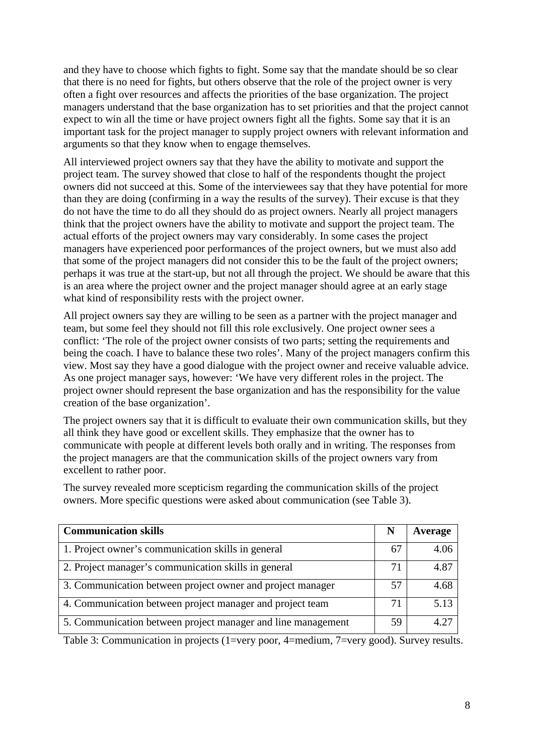and they have to choose which fights to fight. Some say that the mandate should be so clear that there is no need for fights, but others observe that the role of the project owner is very often a fight over resources and affects the priorities of the base organization. The project managers understand that the base organization has to set priorities and that the project cannot expect to win all the time or have project owners fight all the fights. Some say that it is an important task for the project manager to supply project owners with relevant information and arguments so that they know when to engage themselves.

All interviewed project owners say that they have the ability to motivate and support the project team. The survey showed that close to half of the respondents thought the project owners did not succeed at this. Some of the interviewees say that they have potential for more than they are doing (confirming in a way the results of the survey). Their excuse is that they do not have the time to do all they should do as project owners. Nearly all project managers think that the project owners have the ability to motivate and support the project team. The actual efforts of the project owners may vary considerably. In some cases the project managers have experienced poor performances of the project owners, but we must also add that some of the project managers did not consider this to be the fault of the project owners; perhaps it was true at the start-up, but not all through the project. We should be aware that this is an area where the project owner and the project manager should agree at an early stage what kind of responsibility rests with the project owner.

All project owners say they are willing to be seen as a partner with the project manager and team, but some feel they should not fill this role exclusively. One project owner sees a conflict: 'The role of the project owner consists of two parts; setting the requirements and being the coach. I have to balance these two roles'. Many of the project managers confirm this view. Most say they have a good dialogue with the project owner and receive valuable advice. As one project manager says, however: 'We have very different roles in the project. The project owner should represent the base organization and has the responsibility for the value creation of the base organization'.

The project owners say that it is difficult to evaluate their own communication skills, but they all think they have good or excellent skills. They emphasize that the owner has to communicate with people at different levels both orally and in writing. The responses from the project managers are that the communication skills of the project owners vary from excellent to rather poor.

The survey revealed more scepticism regarding the communication skills of the project owners. More specific questions were asked about communication (see Table 3).

| **Communication skills** | **N** | **Average** |
|---|---|---|
| 1. Project owner's communication skills in general | 67 | 4.06 |
| 2. Project manager's communication skills in general | 71 | 4.87 |
| 3. Communication between project owner and project manager | 57 | 4.68 |
| 4. Communication between project manager and project team | 71 | 5.13 |
| 5. Communication between project manager and line management | 59 | 4.27 |

Table 3: Communication in projects (1=very poor, 4=medium, 7=very good). Survey results.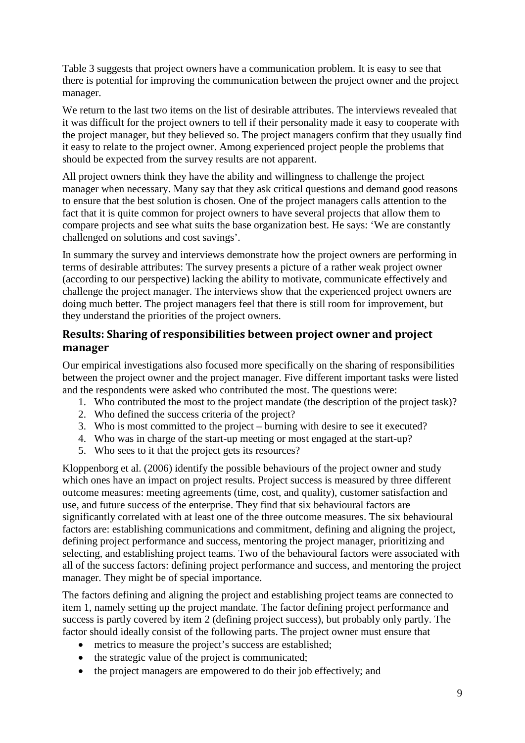Table 3 suggests that project owners have a communication problem. It is easy to see that there is potential for improving the communication between the project owner and the project manager.

We return to the last two items on the list of desirable attributes. The interviews revealed that it was difficult for the project owners to tell if their personality made it easy to cooperate with the project manager, but they believed so. The project managers confirm that they usually find it easy to relate to the project owner. Among experienced project people the problems that should be expected from the survey results are not apparent.

All project owners think they have the ability and willingness to challenge the project manager when necessary. Many say that they ask critical questions and demand good reasons to ensure that the best solution is chosen. One of the project managers calls attention to the fact that it is quite common for project owners to have several projects that allow them to compare projects and see what suits the base organization best. He says: 'We are constantly challenged on solutions and cost savings'.

In summary the survey and interviews demonstrate how the project owners are performing in terms of desirable attributes: The survey presents a picture of a rather weak project owner (according to our perspective) lacking the ability to motivate, communicate effectively and challenge the project manager. The interviews show that the experienced project owners are doing much better. The project managers feel that there is still room for improvement, but they understand the priorities of the project owners.

## Results: Sharing of responsibilities between project owner and project manager

Our empirical investigations also focused more specifically on the sharing of responsibilities between the project owner and the project manager. Five different important tasks were listed and the respondents were asked who contributed the most. The questions were:

1. Who contributed the most to the project mandate (the description of the project task)?
2. Who defined the success criteria of the project?
3. Who is most committed to the project – burning with desire to see it executed?
4. Who was in charge of the start-up meeting or most engaged at the start-up?
5. Who sees to it that the project gets its resources?

Kloppenborg et al. (2006) identify the possible behaviours of the project owner and study which ones have an impact on project results. Project success is measured by three different outcome measures: meeting agreements (time, cost, and quality), customer satisfaction and use, and future success of the enterprise. They find that six behavioural factors are significantly correlated with at least one of the three outcome measures. The six behavioural factors are: establishing communications and commitment, defining and aligning the project, defining project performance and success, mentoring the project manager, prioritizing and selecting, and establishing project teams. Two of the behavioural factors were associated with all of the success factors: defining project performance and success, and mentoring the project manager. They might be of special importance.

The factors defining and aligning the project and establishing project teams are connected to item 1, namely setting up the project mandate. The factor defining project performance and success is partly covered by item 2 (defining project success), but probably only partly. The factor should ideally consist of the following parts. The project owner must ensure that

- metrics to measure the project's success are established;
- the strategic value of the project is communicated;
- the project managers are empowered to do their job effectively; and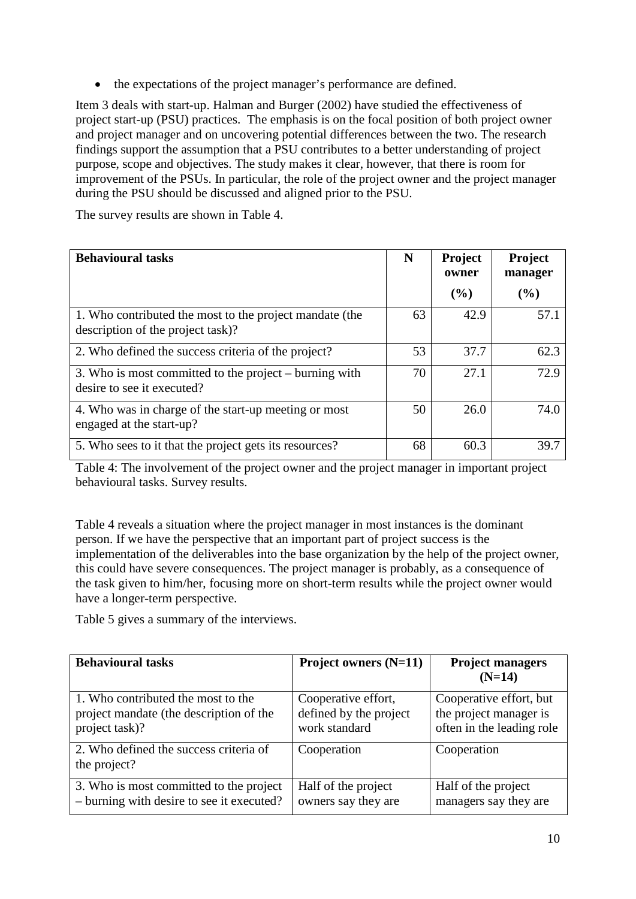- the expectations of the project manager's performance are defined.

Item 3 deals with start-up. Halman and Burger (2002) have studied the effectiveness of project start-up (PSU) practices. The emphasis is on the focal position of both project owner and project manager and on uncovering potential differences between the two. The research findings support the assumption that a PSU contributes to a better understanding of project purpose, scope and objectives. The study makes it clear, however, that there is room for improvement of the PSUs. In particular, the role of the project owner and the project manager during the PSU should be discussed and aligned prior to the PSU.

The survey results are shown in Table 4.

| **Behavioural tasks** | **N** | **Project owner (%)** | **Project manager (%)** |
|---|---|---|---|
| 1. Who contributed the most to the project mandate (the description of the project task)? | 63 | 42.9 | 57.1 |
| 2. Who defined the success criteria of the project? | 53 | 37.7 | 62.3 |
| 3. Who is most committed to the project – burning with desire to see it executed? | 70 | 27.1 | 72.9 |
| 4. Who was in charge of the start-up meeting or most engaged at the start-up? | 50 | 26.0 | 74.0 |
| 5. Who sees to it that the project gets its resources? | 68 | 60.3 | 39.7 |

Table 4: The involvement of the project owner and the project manager in important project behavioural tasks. Survey results.

Table 4 reveals a situation where the project manager in most instances is the dominant person. If we have the perspective that an important part of project success is the implementation of the deliverables into the base organization by the help of the project owner, this could have severe consequences. The project manager is probably, as a consequence of the task given to him/her, focusing more on short-term results while the project owner would have a longer-term perspective.

Table 5 gives a summary of the interviews.

| **Behavioural tasks** | **Project owners (N=11)** | **Project managers (N=14)** |
|---|---|---|
| 1. Who contributed the most to the project mandate (the description of the project task)? | Cooperative effort, defined by the project work standard | Cooperative effort, but the project manager is often in the leading role |
| 2. Who defined the success criteria of the project? | Cooperation | Cooperation |
| 3. Who is most committed to the project – burning with desire to see it executed? | Half of the project owners say they are | Half of the project managers say they are |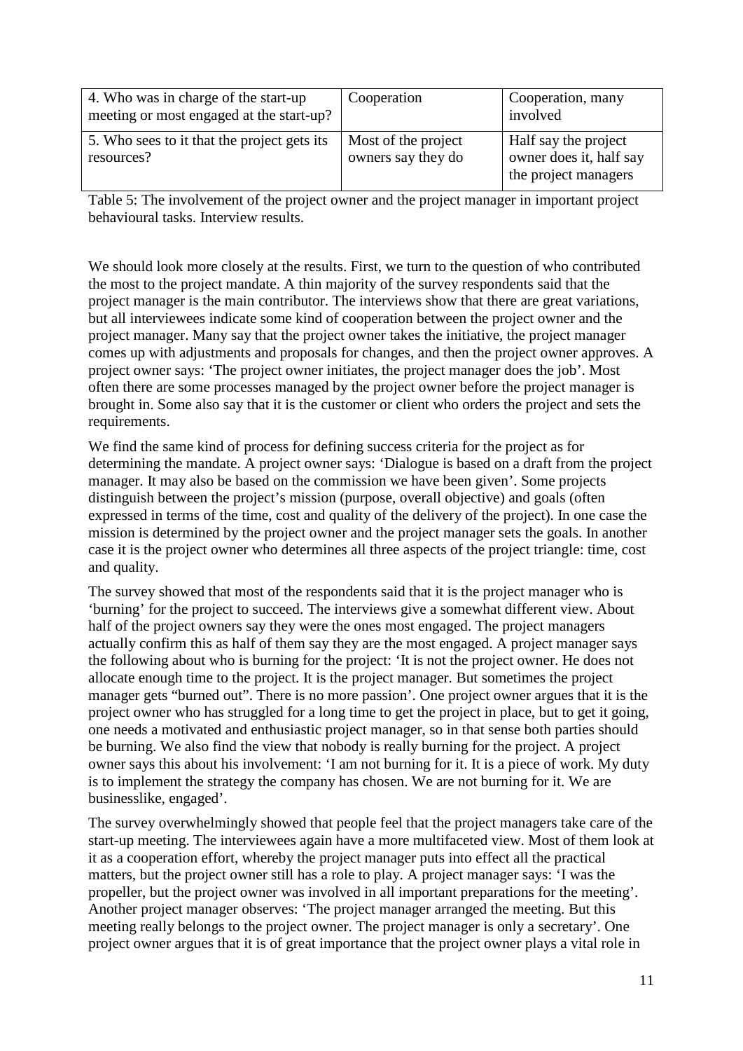| | | |
|---|---|---|
| 4. Who was in charge of the start-up meeting or most engaged at the start-up? | Cooperation | Cooperation, many involved |
| 5. Who sees to it that the project gets its resources? | Most of the project owners say they do | Half say the project owner does it, half say the project managers |

Table 5: The involvement of the project owner and the project manager in important project behavioural tasks. Interview results.

We should look more closely at the results. First, we turn to the question of who contributed the most to the project mandate. A thin majority of the survey respondents said that the project manager is the main contributor. The interviews show that there are great variations, but all interviewees indicate some kind of cooperation between the project owner and the project manager. Many say that the project owner takes the initiative, the project manager comes up with adjustments and proposals for changes, and then the project owner approves. A project owner says: 'The project owner initiates, the project manager does the job'. Most often there are some processes managed by the project owner before the project manager is brought in. Some also say that it is the customer or client who orders the project and sets the requirements.

We find the same kind of process for defining success criteria for the project as for determining the mandate. A project owner says: 'Dialogue is based on a draft from the project manager. It may also be based on the commission we have been given'. Some projects distinguish between the project's mission (purpose, overall objective) and goals (often expressed in terms of the time, cost and quality of the delivery of the project). In one case the mission is determined by the project owner and the project manager sets the goals. In another case it is the project owner who determines all three aspects of the project triangle: time, cost and quality.

The survey showed that most of the respondents said that it is the project manager who is 'burning' for the project to succeed. The interviews give a somewhat different view. About half of the project owners say they were the ones most engaged. The project managers actually confirm this as half of them say they are the most engaged. A project manager says the following about who is burning for the project: 'It is not the project owner. He does not allocate enough time to the project. It is the project manager. But sometimes the project manager gets "burned out". There is no more passion'. One project owner argues that it is the project owner who has struggled for a long time to get the project in place, but to get it going, one needs a motivated and enthusiastic project manager, so in that sense both parties should be burning. We also find the view that nobody is really burning for the project. A project owner says this about his involvement: 'I am not burning for it. It is a piece of work. My duty is to implement the strategy the company has chosen. We are not burning for it. We are businesslike, engaged'.

The survey overwhelmingly showed that people feel that the project managers take care of the start-up meeting. The interviewees again have a more multifaceted view. Most of them look at it as a cooperation effort, whereby the project manager puts into effect all the practical matters, but the project owner still has a role to play. A project manager says: 'I was the propeller, but the project owner was involved in all important preparations for the meeting'. Another project manager observes: 'The project manager arranged the meeting. But this meeting really belongs to the project owner. The project manager is only a secretary'. One project owner argues that it is of great importance that the project owner plays a vital role in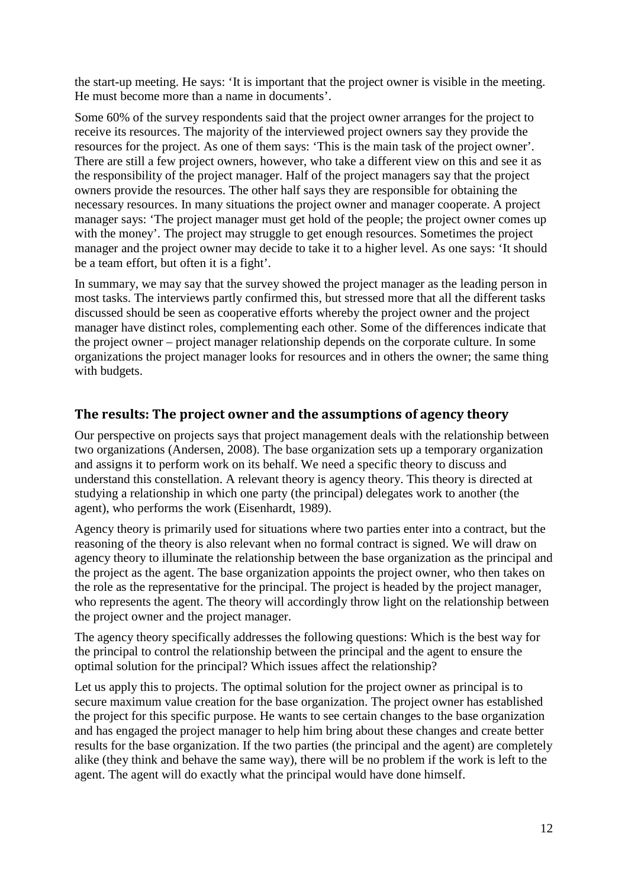the start-up meeting. He says: 'It is important that the project owner is visible in the meeting. He must become more than a name in documents'.

Some 60% of the survey respondents said that the project owner arranges for the project to receive its resources. The majority of the interviewed project owners say they provide the resources for the project. As one of them says: 'This is the main task of the project owner'. There are still a few project owners, however, who take a different view on this and see it as the responsibility of the project manager. Half of the project managers say that the project owners provide the resources. The other half says they are responsible for obtaining the necessary resources. In many situations the project owner and manager cooperate. A project manager says: 'The project manager must get hold of the people; the project owner comes up with the money'. The project may struggle to get enough resources. Sometimes the project manager and the project owner may decide to take it to a higher level. As one says: 'It should be a team effort, but often it is a fight'.

In summary, we may say that the survey showed the project manager as the leading person in most tasks. The interviews partly confirmed this, but stressed more that all the different tasks discussed should be seen as cooperative efforts whereby the project owner and the project manager have distinct roles, complementing each other. Some of the differences indicate that the project owner – project manager relationship depends on the corporate culture. In some organizations the project manager looks for resources and in others the owner; the same thing with budgets.

## The results: The project owner and the assumptions of agency theory

Our perspective on projects says that project management deals with the relationship between two organizations (Andersen, 2008). The base organization sets up a temporary organization and assigns it to perform work on its behalf. We need a specific theory to discuss and understand this constellation. A relevant theory is agency theory. This theory is directed at studying a relationship in which one party (the principal) delegates work to another (the agent), who performs the work (Eisenhardt, 1989).

Agency theory is primarily used for situations where two parties enter into a contract, but the reasoning of the theory is also relevant when no formal contract is signed. We will draw on agency theory to illuminate the relationship between the base organization as the principal and the project as the agent. The base organization appoints the project owner, who then takes on the role as the representative for the principal. The project is headed by the project manager, who represents the agent. The theory will accordingly throw light on the relationship between the project owner and the project manager.

The agency theory specifically addresses the following questions: Which is the best way for the principal to control the relationship between the principal and the agent to ensure the optimal solution for the principal? Which issues affect the relationship?

Let us apply this to projects. The optimal solution for the project owner as principal is to secure maximum value creation for the base organization. The project owner has established the project for this specific purpose. He wants to see certain changes to the base organization and has engaged the project manager to help him bring about these changes and create better results for the base organization. If the two parties (the principal and the agent) are completely alike (they think and behave the same way), there will be no problem if the work is left to the agent. The agent will do exactly what the principal would have done himself.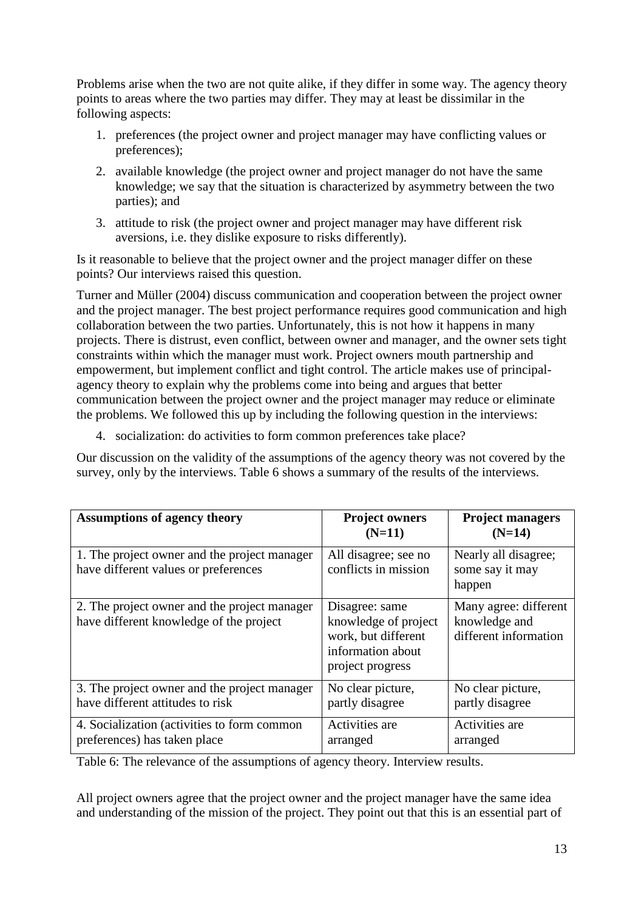Problems arise when the two are not quite alike, if they differ in some way. The agency theory points to areas where the two parties may differ. They may at least be dissimilar in the following aspects:

1. preferences (the project owner and project manager may have conflicting values or preferences);
2. available knowledge (the project owner and project manager do not have the same knowledge; we say that the situation is characterized by asymmetry between the two parties); and
3. attitude to risk (the project owner and project manager may have different risk aversions, i.e. they dislike exposure to risks differently).

Is it reasonable to believe that the project owner and the project manager differ on these points? Our interviews raised this question.

Turner and Müller (2004) discuss communication and cooperation between the project owner and the project manager. The best project performance requires good communication and high collaboration between the two parties. Unfortunately, this is not how it happens in many projects. There is distrust, even conflict, between owner and manager, and the owner sets tight constraints within which the manager must work. Project owners mouth partnership and empowerment, but implement conflict and tight control. The article makes use of principal-agency theory to explain why the problems come into being and argues that better communication between the project owner and the project manager may reduce or eliminate the problems. We followed this up by including the following question in the interviews:

4. socialization: do activities to form common preferences take place?

Our discussion on the validity of the assumptions of the agency theory was not covered by the survey, only by the interviews. Table 6 shows a summary of the results of the interviews.

| **Assumptions of agency theory** | **Project owners (N=11)** | **Project managers (N=14)** |
|---|---|---|
| 1. The project owner and the project manager have different values or preferences | All disagree; see no conflicts in mission | Nearly all disagree; some say it may happen |
| 2. The project owner and the project manager have different knowledge of the project | Disagree: same knowledge of project work, but different information about project progress | Many agree: different knowledge and different information |
| 3. The project owner and the project manager have different attitudes to risk | No clear picture, partly disagree | No clear picture, partly disagree |
| 4. Socialization (activities to form common preferences) has taken place | Activities are arranged | Activities are arranged |

Table 6: The relevance of the assumptions of agency theory. Interview results.

All project owners agree that the project owner and the project manager have the same idea and understanding of the mission of the project. They point out that this is an essential part of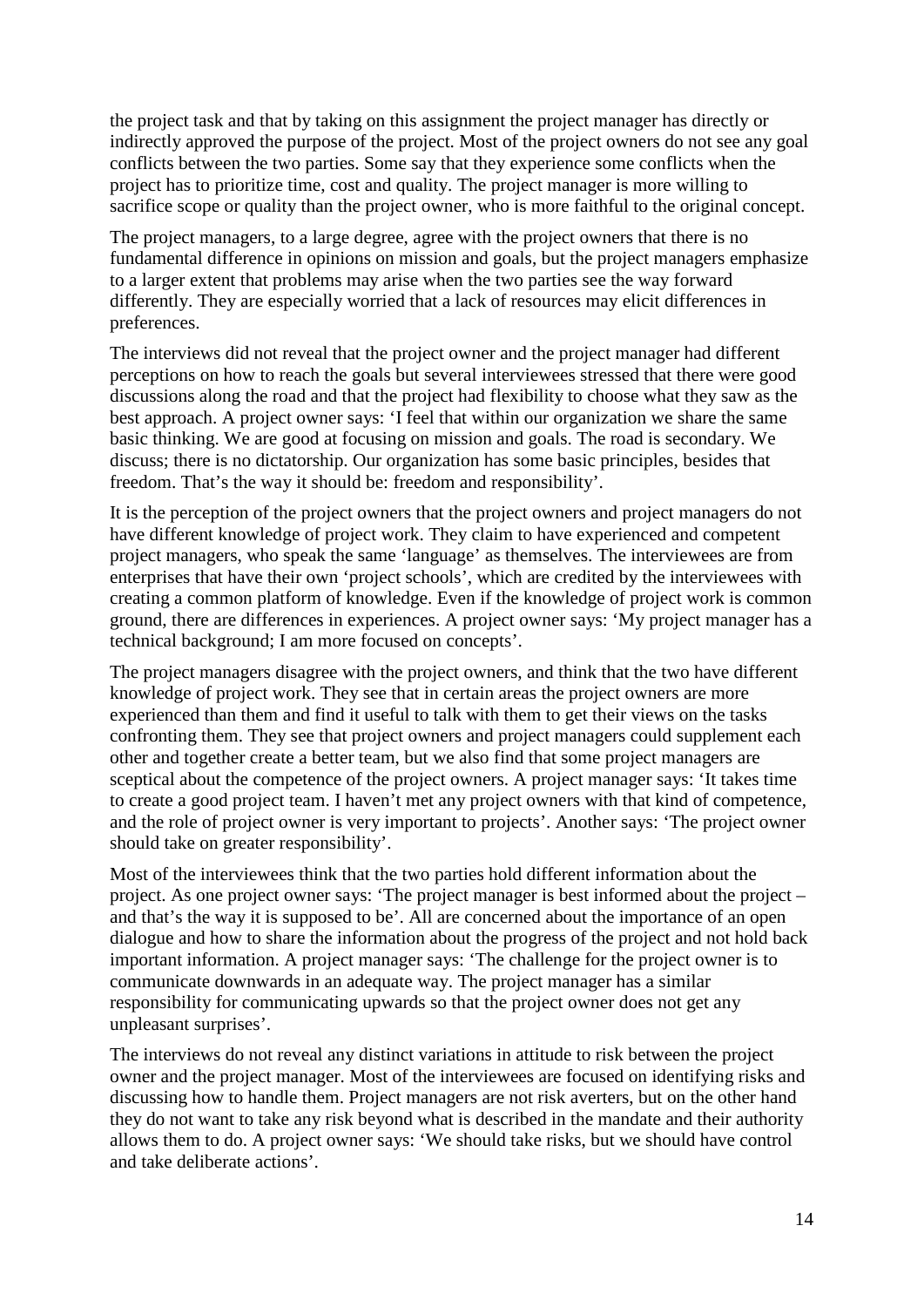the project task and that by taking on this assignment the project manager has directly or indirectly approved the purpose of the project. Most of the project owners do not see any goal conflicts between the two parties. Some say that they experience some conflicts when the project has to prioritize time, cost and quality. The project manager is more willing to sacrifice scope or quality than the project owner, who is more faithful to the original concept.

The project managers, to a large degree, agree with the project owners that there is no fundamental difference in opinions on mission and goals, but the project managers emphasize to a larger extent that problems may arise when the two parties see the way forward differently. They are especially worried that a lack of resources may elicit differences in preferences.

The interviews did not reveal that the project owner and the project manager had different perceptions on how to reach the goals but several interviewees stressed that there were good discussions along the road and that the project had flexibility to choose what they saw as the best approach. A project owner says: 'I feel that within our organization we share the same basic thinking. We are good at focusing on mission and goals. The road is secondary. We discuss; there is no dictatorship. Our organization has some basic principles, besides that freedom. That's the way it should be: freedom and responsibility'.

It is the perception of the project owners that the project owners and project managers do not have different knowledge of project work. They claim to have experienced and competent project managers, who speak the same 'language' as themselves. The interviewees are from enterprises that have their own 'project schools', which are credited by the interviewees with creating a common platform of knowledge. Even if the knowledge of project work is common ground, there are differences in experiences. A project owner says: 'My project manager has a technical background; I am more focused on concepts'.

The project managers disagree with the project owners, and think that the two have different knowledge of project work. They see that in certain areas the project owners are more experienced than them and find it useful to talk with them to get their views on the tasks confronting them. They see that project owners and project managers could supplement each other and together create a better team, but we also find that some project managers are sceptical about the competence of the project owners. A project manager says: 'It takes time to create a good project team. I haven't met any project owners with that kind of competence, and the role of project owner is very important to projects'. Another says: 'The project owner should take on greater responsibility'.

Most of the interviewees think that the two parties hold different information about the project. As one project owner says: 'The project manager is best informed about the project – and that's the way it is supposed to be'. All are concerned about the importance of an open dialogue and how to share the information about the progress of the project and not hold back important information. A project manager says: 'The challenge for the project owner is to communicate downwards in an adequate way. The project manager has a similar responsibility for communicating upwards so that the project owner does not get any unpleasant surprises'.

The interviews do not reveal any distinct variations in attitude to risk between the project owner and the project manager. Most of the interviewees are focused on identifying risks and discussing how to handle them. Project managers are not risk averters, but on the other hand they do not want to take any risk beyond what is described in the mandate and their authority allows them to do. A project owner says: 'We should take risks, but we should have control and take deliberate actions'.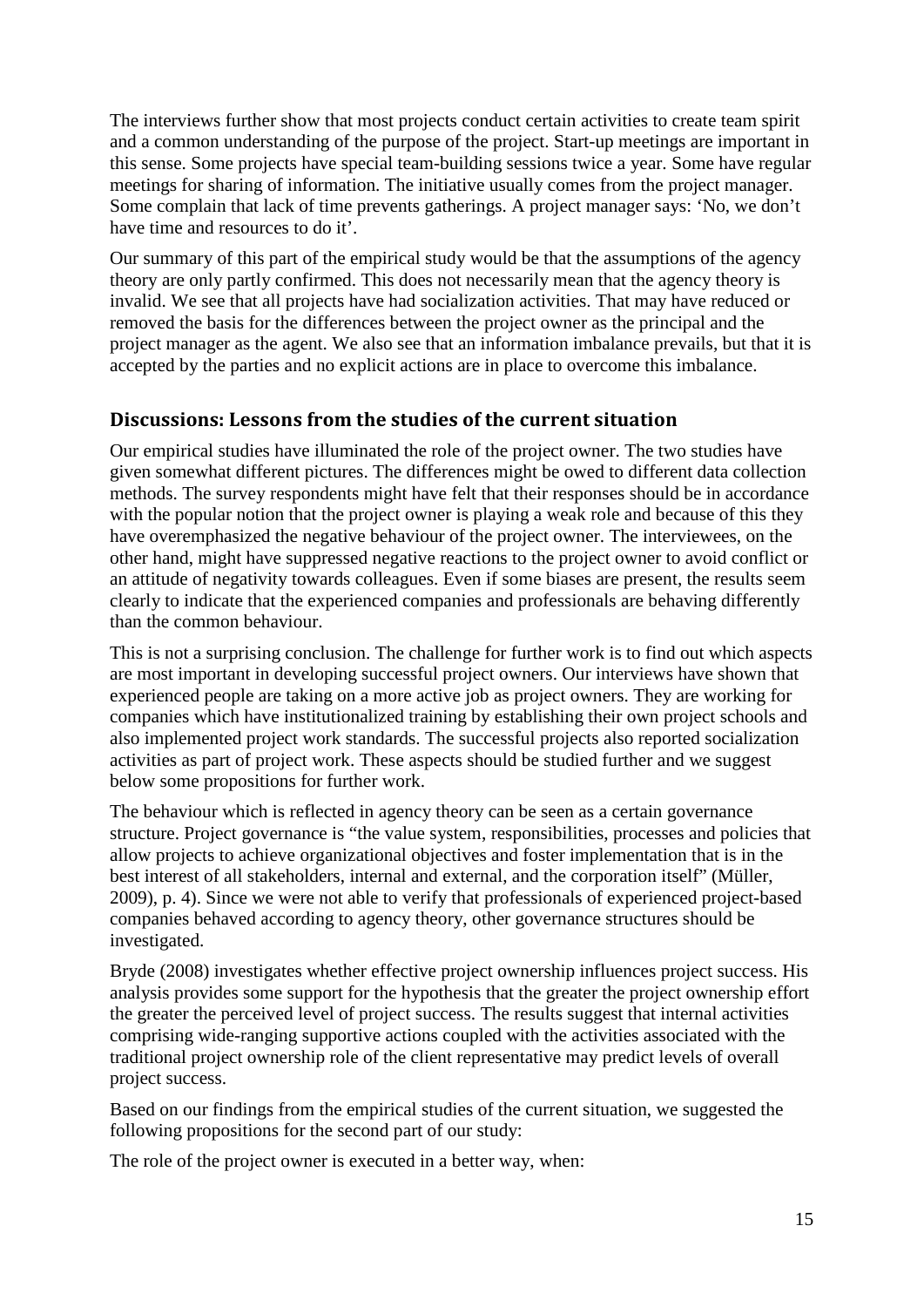The interviews further show that most projects conduct certain activities to create team spirit and a common understanding of the purpose of the project. Start-up meetings are important in this sense. Some projects have special team-building sessions twice a year. Some have regular meetings for sharing of information. The initiative usually comes from the project manager. Some complain that lack of time prevents gatherings. A project manager says: 'No, we don't have time and resources to do it'.

Our summary of this part of the empirical study would be that the assumptions of the agency theory are only partly confirmed. This does not necessarily mean that the agency theory is invalid. We see that all projects have had socialization activities. That may have reduced or removed the basis for the differences between the project owner as the principal and the project manager as the agent. We also see that an information imbalance prevails, but that it is accepted by the parties and no explicit actions are in place to overcome this imbalance.

## Discussions: Lessons from the studies of the current situation

Our empirical studies have illuminated the role of the project owner. The two studies have given somewhat different pictures. The differences might be owed to different data collection methods. The survey respondents might have felt that their responses should be in accordance with the popular notion that the project owner is playing a weak role and because of this they have overemphasized the negative behaviour of the project owner. The interviewees, on the other hand, might have suppressed negative reactions to the project owner to avoid conflict or an attitude of negativity towards colleagues. Even if some biases are present, the results seem clearly to indicate that the experienced companies and professionals are behaving differently than the common behaviour.

This is not a surprising conclusion. The challenge for further work is to find out which aspects are most important in developing successful project owners. Our interviews have shown that experienced people are taking on a more active job as project owners. They are working for companies which have institutionalized training by establishing their own project schools and also implemented project work standards. The successful projects also reported socialization activities as part of project work. These aspects should be studied further and we suggest below some propositions for further work.

The behaviour which is reflected in agency theory can be seen as a certain governance structure. Project governance is "the value system, responsibilities, processes and policies that allow projects to achieve organizational objectives and foster implementation that is in the best interest of all stakeholders, internal and external, and the corporation itself" (Müller, 2009), p. 4). Since we were not able to verify that professionals of experienced project-based companies behaved according to agency theory, other governance structures should be investigated.

Bryde (2008) investigates whether effective project ownership influences project success. His analysis provides some support for the hypothesis that the greater the project ownership effort the greater the perceived level of project success. The results suggest that internal activities comprising wide-ranging supportive actions coupled with the activities associated with the traditional project ownership role of the client representative may predict levels of overall project success.

Based on our findings from the empirical studies of the current situation, we suggested the following propositions for the second part of our study:

The role of the project owner is executed in a better way, when: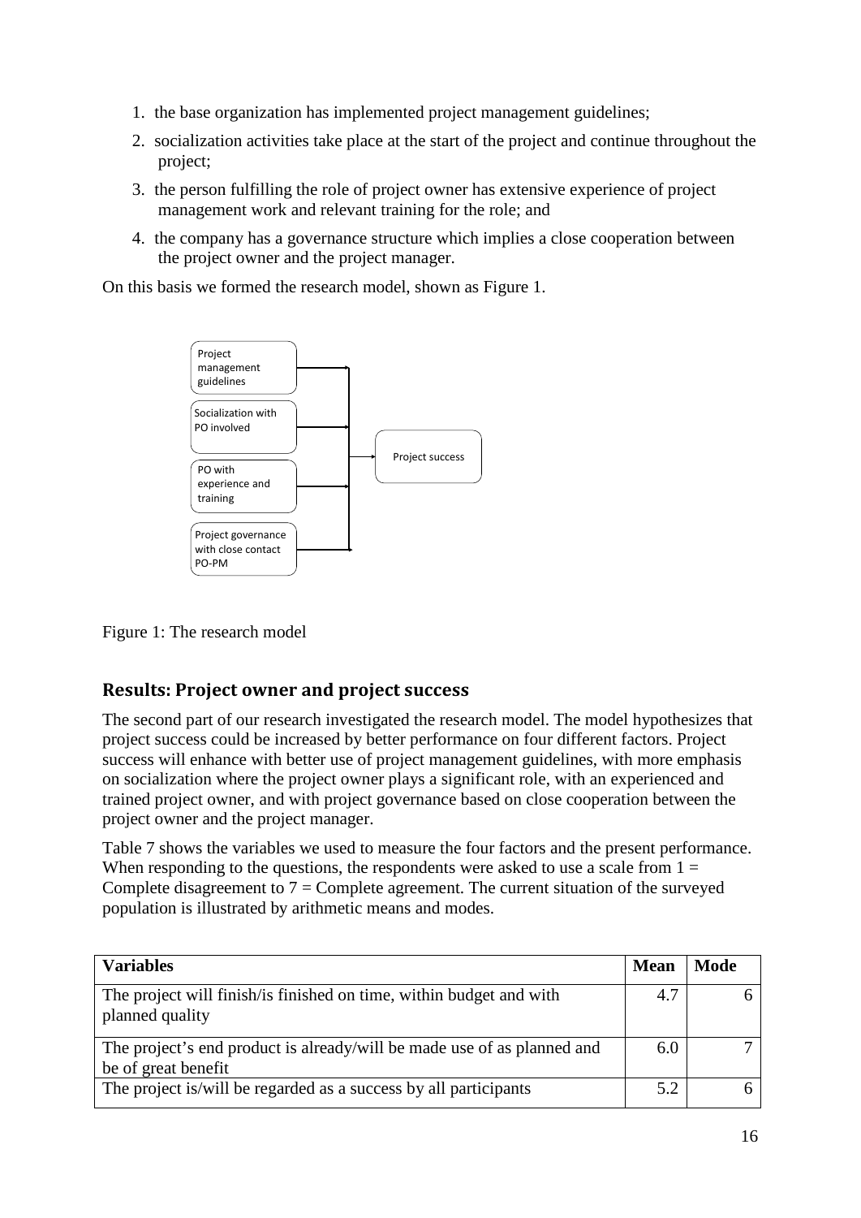1. the base organization has implemented project management guidelines;
2. socialization activities take place at the start of the project and continue throughout the project;
3. the person fulfilling the role of project owner has extensive experience of project management work and relevant training for the role; and
4. the company has a governance structure which implies a close cooperation between the project owner and the project manager.

On this basis we formed the research model, shown as Figure 1.

Figure 1: The research model

## Results: Project owner and project success

The second part of our research investigated the research model. The model hypothesizes that project success could be increased by better performance on four different factors. Project success will enhance with better use of project management guidelines, with more emphasis on socialization where the project owner plays a significant role, with an experienced and trained project owner, and with project governance based on close cooperation between the project owner and the project manager.

Table 7 shows the variables we used to measure the four factors and the present performance. When responding to the questions, the respondents were asked to use a scale from 1 = Complete disagreement to 7 = Complete agreement. The current situation of the surveyed population is illustrated by arithmetic means and modes.

| Variables | Mean | Mode |
| --- | --- | --- |
| The project will finish/is finished on time, within budget and with planned quality | 4.7 | 6 |
| The project's end product is already/will be made use of as planned and be of great benefit | 6.0 | 7 |
| The project is/will be regarded as a success by all participants | 5.2 | 6 |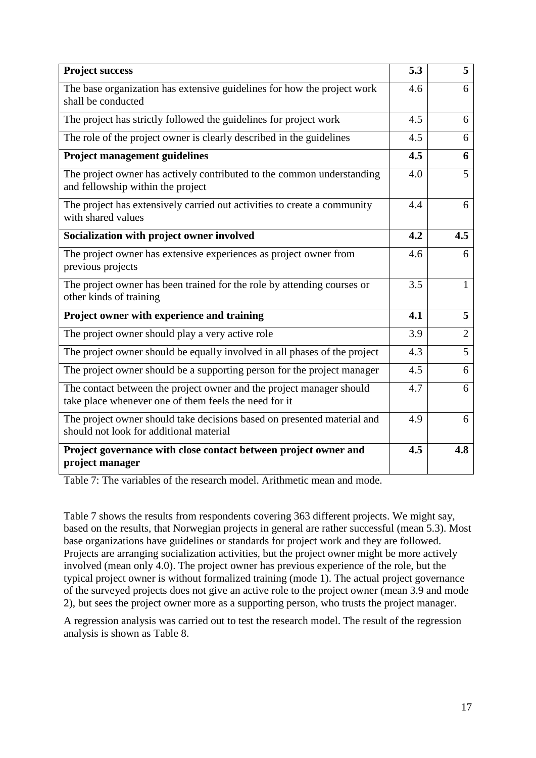| | | |
|---|---|---|
| **Project success** | **5.3** | **5** |
| The base organization has extensive guidelines for how the project work shall be conducted | 4.6 | 6 |
| The project has strictly followed the guidelines for project work | 4.5 | 6 |
| The role of the project owner is clearly described in the guidelines | 4.5 | 6 |
| **Project management guidelines** | **4.5** | **6** |
| The project owner has actively contributed to the common understanding and fellowship within the project | 4.0 | 5 |
| The project has extensively carried out activities to create a community with shared values | 4.4 | 6 |
| **Socialization with project owner involved** | **4.2** | **4.5** |
| The project owner has extensive experiences as project owner from previous projects | 4.6 | 6 |
| The project owner has been trained for the role by attending courses or other kinds of training | 3.5 | 1 |
| **Project owner with experience and training** | **4.1** | **5** |
| The project owner should play a very active role | 3.9 | 2 |
| The project owner should be equally involved in all phases of the project | 4.3 | 5 |
| The project owner should be a supporting person for the project manager | 4.5 | 6 |
| The contact between the project owner and the project manager should take place whenever one of them feels the need for it | 4.7 | 6 |
| The project owner should take decisions based on presented material and should not look for additional material | 4.9 | 6 |
| **Project governance with close contact between project owner and project manager** | **4.5** | **4.8** |

Table 7: The variables of the research model. Arithmetic mean and mode.

Table 7 shows the results from respondents covering 363 different projects. We might say, based on the results, that Norwegian projects in general are rather successful (mean 5.3). Most base organizations have guidelines or standards for project work and they are followed. Projects are arranging socialization activities, but the project owner might be more actively involved (mean only 4.0). The project owner has previous experience of the role, but the typical project owner is without formalized training (mode 1). The actual project governance of the surveyed projects does not give an active role to the project owner (mean 3.9 and mode 2), but sees the project owner more as a supporting person, who trusts the project manager.

A regression analysis was carried out to test the research model. The result of the regression analysis is shown as Table 8.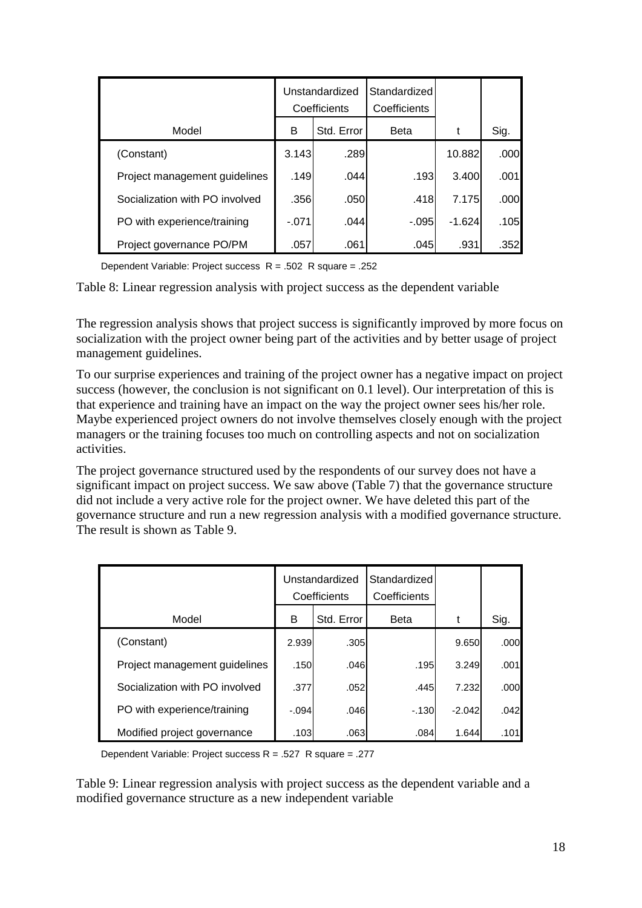| Model | Unstandardized Coefficients | | Standardized Coefficients | t | Sig. |
|---|---|---|---|---|---|
| | B | Std. Error | Beta | | |
| (Constant) | 3.143 | .289 | | 10.882 | .000 |
| Project management guidelines | .149 | .044 | .193 | 3.400 | .001 |
| Socialization with PO involved | .356 | .050 | .418 | 7.175 | .000 |
| PO with experience/training | -.071 | .044 | -.095 | -1.624 | .105 |
| Project governance PO/PM | .057 | .061 | .045 | .931 | .352 |

Dependent Variable: Project success R = .502 R square = .252

Table 8: Linear regression analysis with project success as the dependent variable

The regression analysis shows that project success is significantly improved by more focus on socialization with the project owner being part of the activities and by better usage of project management guidelines.

To our surprise experiences and training of the project owner has a negative impact on project success (however, the conclusion is not significant on 0.1 level). Our interpretation of this is that experience and training have an impact on the way the project owner sees his/her role. Maybe experienced project owners do not involve themselves closely enough with the project managers or the training focuses too much on controlling aspects and not on socialization activities.

The project governance structured used by the respondents of our survey does not have a significant impact on project success. We saw above (Table 7) that the governance structure did not include a very active role for the project owner. We have deleted this part of the governance structure and run a new regression analysis with a modified governance structure. The result is shown as Table 9.

| Model | Unstandardized Coefficients | | Standardized Coefficients | t | Sig. |
|---|---|---|---|---|---|
| | B | Std. Error | Beta | | |
| (Constant) | 2.939 | .305 | | 9.650 | .000 |
| Project management guidelines | .150 | .046 | .195 | 3.249 | .001 |
| Socialization with PO involved | .377 | .052 | .445 | 7.232 | .000 |
| PO with experience/training | -.094 | .046 | -.130 | -2.042 | .042 |
| Modified project governance | .103 | .063 | .084 | 1.644 | .101 |

Dependent Variable: Project success R = .527 R square = .277

Table 9: Linear regression analysis with project success as the dependent variable and a modified governance structure as a new independent variable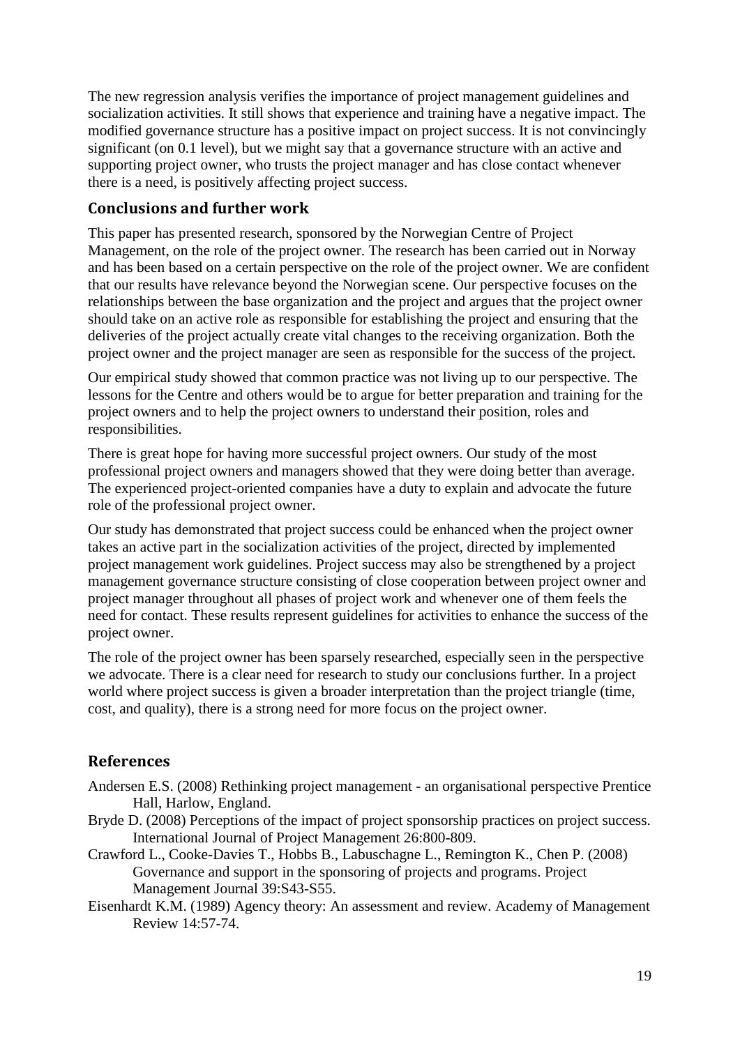The new regression analysis verifies the importance of project management guidelines and socialization activities. It still shows that experience and training have a negative impact. The modified governance structure has a positive impact on project success. It is not convincingly significant (on 0.1 level), but we might say that a governance structure with an active and supporting project owner, who trusts the project manager and has close contact whenever there is a need, is positively affecting project success.

## Conclusions and further work

This paper has presented research, sponsored by the Norwegian Centre of Project Management, on the role of the project owner. The research has been carried out in Norway and has been based on a certain perspective on the role of the project owner. We are confident that our results have relevance beyond the Norwegian scene. Our perspective focuses on the relationships between the base organization and the project and argues that the project owner should take on an active role as responsible for establishing the project and ensuring that the deliveries of the project actually create vital changes to the receiving organization. Both the project owner and the project manager are seen as responsible for the success of the project.

Our empirical study showed that common practice was not living up to our perspective. The lessons for the Centre and others would be to argue for better preparation and training for the project owners and to help the project owners to understand their position, roles and responsibilities.

There is great hope for having more successful project owners. Our study of the most professional project owners and managers showed that they were doing better than average. The experienced project-oriented companies have a duty to explain and advocate the future role of the professional project owner.

Our study has demonstrated that project success could be enhanced when the project owner takes an active part in the socialization activities of the project, directed by implemented project management work guidelines. Project success may also be strengthened by a project management governance structure consisting of close cooperation between project owner and project manager throughout all phases of project work and whenever one of them feels the need for contact. These results represent guidelines for activities to enhance the success of the project owner.

The role of the project owner has been sparsely researched, especially seen in the perspective we advocate. There is a clear need for research to study our conclusions further. In a project world where project success is given a broader interpretation than the project triangle (time, cost, and quality), there is a strong need for more focus on the project owner.

## References

Andersen E.S. (2008) Rethinking project management - an organisational perspective Prentice Hall, Harlow, England.

Bryde D. (2008) Perceptions of the impact of project sponsorship practices on project success. International Journal of Project Management 26:800-809.

Crawford L., Cooke-Davies T., Hobbs B., Labuschagne L., Remington K., Chen P. (2008) Governance and support in the sponsoring of projects and programs. Project Management Journal 39:S43-S55.

Eisenhardt K.M. (1989) Agency theory: An assessment and review. Academy of Management Review 14:57-74.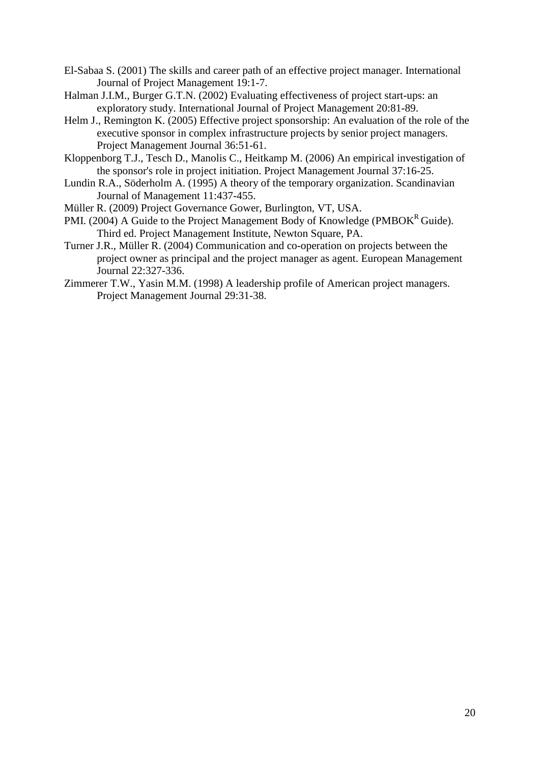El-Sabaa S. (2001) The skills and career path of an effective project manager. International Journal of Project Management 19:1-7.

Halman J.I.M., Burger G.T.N. (2002) Evaluating effectiveness of project start-ups: an exploratory study. International Journal of Project Management 20:81-89.

Helm J., Remington K. (2005) Effective project sponsorship: An evaluation of the role of the executive sponsor in complex infrastructure projects by senior project managers. Project Management Journal 36:51-61.

Kloppenborg T.J., Tesch D., Manolis C., Heitkamp M. (2006) An empirical investigation of the sponsor's role in project initiation. Project Management Journal 37:16-25.

Lundin R.A., Söderholm A. (1995) A theory of the temporary organization. Scandinavian Journal of Management 11:437-455.

Müller R. (2009) Project Governance Gower, Burlington, VT, USA.

PMI. (2004) A Guide to the Project Management Body of Knowledge (PMBOK[R] Guide). Third ed. Project Management Institute, Newton Square, PA.

Turner J.R., Müller R. (2004) Communication and co-operation on projects between the project owner as principal and the project manager as agent. European Management Journal 22:327-336.

Zimmerer T.W., Yasin M.M. (1998) A leadership profile of American project managers. Project Management Journal 29:31-38.